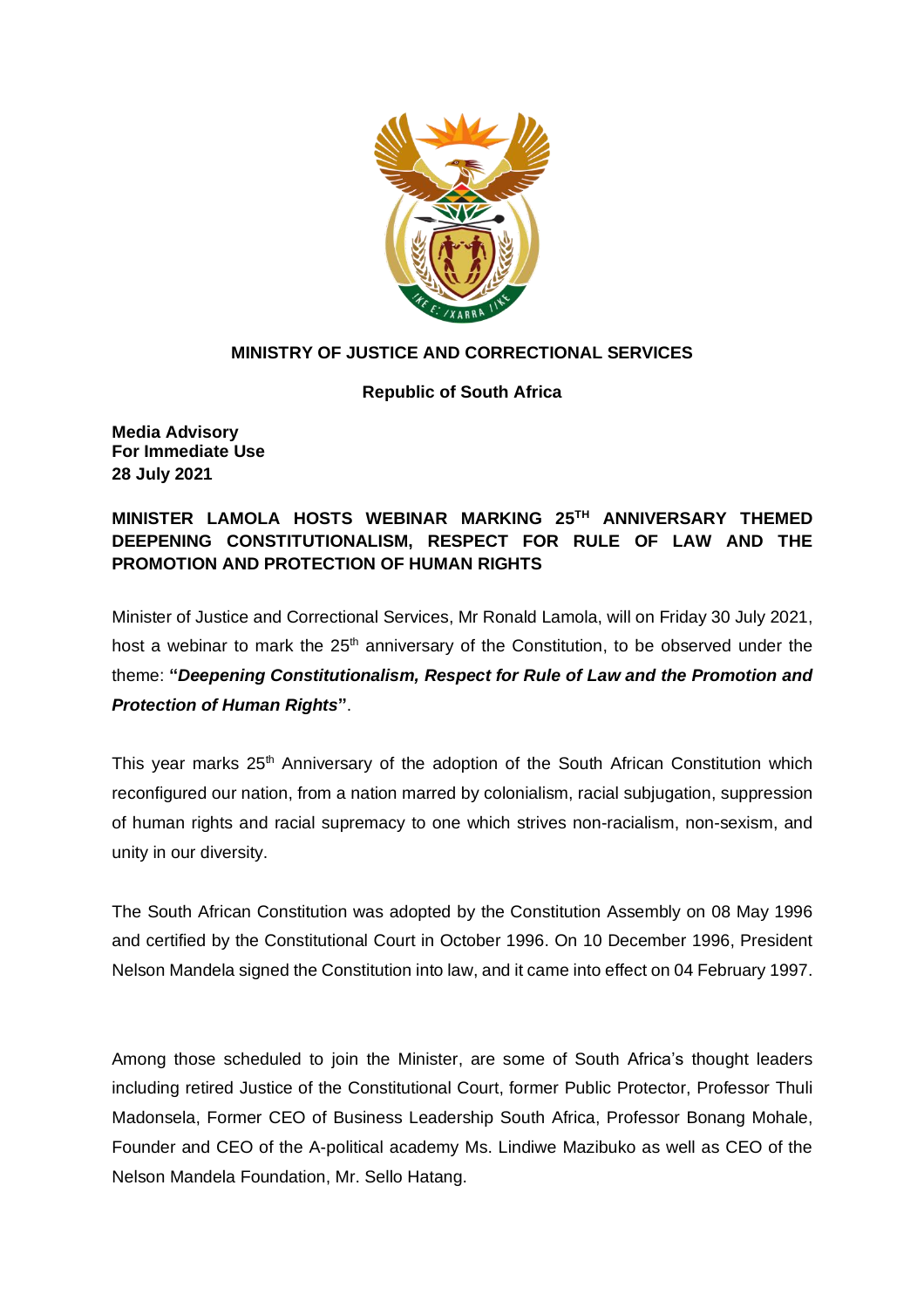**MINISTRY OF JUSTICE AND CORRECTIONAL SERVICES**

**Republic of South Africa**

**Media Advisory**
**For Immediate Use**
**28 July 2021**

**MINISTER LAMOLA HOSTS WEBINAR MARKING 25TH ANNIVERSARY THEMED DEEPENING CONSTITUTIONALISM, RESPECT FOR RULE OF LAW AND THE PROMOTION AND PROTECTION OF HUMAN RIGHTS**

Minister of Justice and Correctional Services, Mr Ronald Lamola, will on Friday 30 July 2021, host a webinar to mark the 25th anniversary of the Constitution, to be observed under the theme: **"*Deepening Constitutionalism, Respect for Rule of Law and the Promotion and Protection of Human Rights*"**.

This year marks 25th Anniversary of the adoption of the South African Constitution which reconfigured our nation, from a nation marred by colonialism, racial subjugation, suppression of human rights and racial supremacy to one which strives non-racialism, non-sexism, and unity in our diversity.

The South African Constitution was adopted by the Constitution Assembly on 08 May 1996 and certified by the Constitutional Court in October 1996. On 10 December 1996, President Nelson Mandela signed the Constitution into law, and it came into effect on 04 February 1997.

Among those scheduled to join the Minister, are some of South Africa's thought leaders including retired Justice of the Constitutional Court, former Public Protector, Professor Thuli Madonsela, Former CEO of Business Leadership South Africa, Professor Bonang Mohale, Founder and CEO of the A-political academy Ms. Lindiwe Mazibuko as well as CEO of the Nelson Mandela Foundation, Mr. Sello Hatang.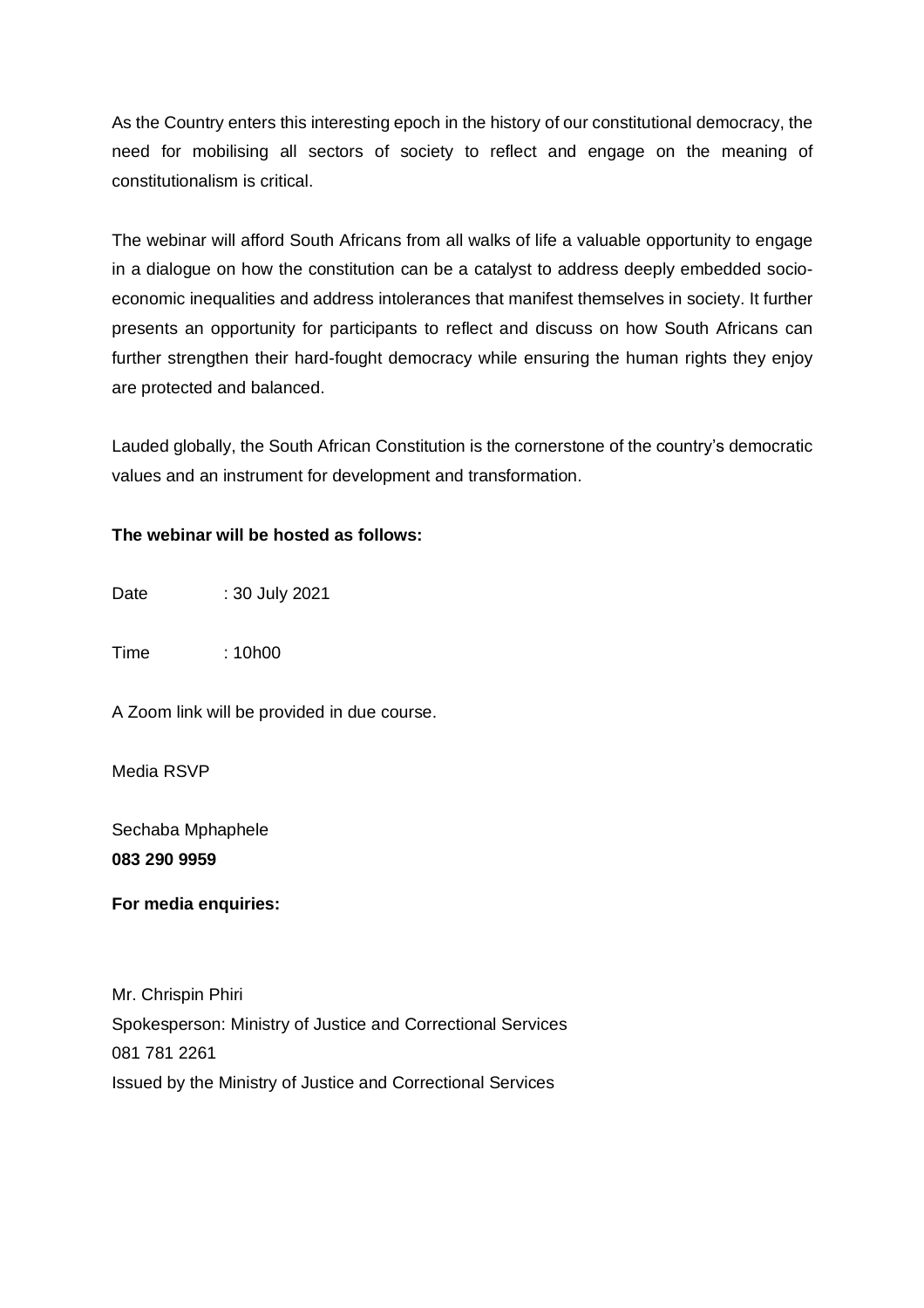As the Country enters this interesting epoch in the history of our constitutional democracy, the need for mobilising all sectors of society to reflect and engage on the meaning of constitutionalism is critical.

The webinar will afford South Africans from all walks of life a valuable opportunity to engage in a dialogue on how the constitution can be a catalyst to address deeply embedded socio-economic inequalities and address intolerances that manifest themselves in society. It further presents an opportunity for participants to reflect and discuss on how South Africans can further strengthen their hard-fought democracy while ensuring the human rights they enjoy are protected and balanced.

Lauded globally, the South African Constitution is the cornerstone of the country's democratic values and an instrument for development and transformation.

**The webinar will be hosted as follows:**

Date : 30 July 2021

Time : 10h00

A Zoom link will be provided in due course.

Media RSVP

Sechaba Mphaphele
**083 290 9959**

**For media enquiries:**

Mr. Chrispin Phiri
Spokesperson: Ministry of Justice and Correctional Services
081 781 2261
Issued by the Ministry of Justice and Correctional Services